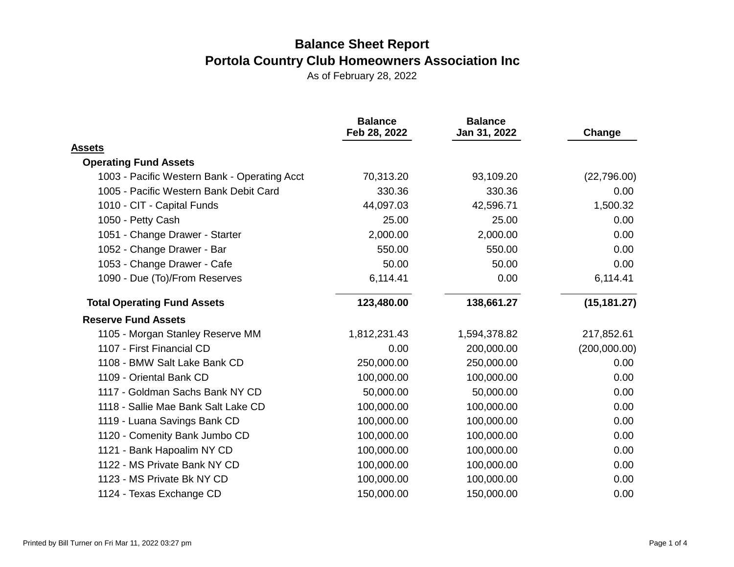# Balance Sheet Report

## Portola Country Club Homeowners Association Inc

As of February 28, 2022

| | Balance Feb 28, 2022 | Balance Jan 31, 2022 | Change |
|---|---|---|---|
| **Assets** | | | |
| **Operating Fund Assets** | | | |
| 1003 - Pacific Western Bank - Operating Acct | 70,313.20 | 93,109.20 | (22,796.00) |
| 1005 - Pacific Western Bank Debit Card | 330.36 | 330.36 | 0.00 |
| 1010 - CIT - Capital Funds | 44,097.03 | 42,596.71 | 1,500.32 |
| 1050 - Petty Cash | 25.00 | 25.00 | 0.00 |
| 1051 - Change Drawer - Starter | 2,000.00 | 2,000.00 | 0.00 |
| 1052 - Change Drawer - Bar | 550.00 | 550.00 | 0.00 |
| 1053 - Change Drawer - Cafe | 50.00 | 50.00 | 0.00 |
| 1090 - Due (To)/From Reserves | 6,114.41 | 0.00 | 6,114.41 |
| **Total Operating Fund Assets** | **123,480.00** | **138,661.27** | **(15,181.27)** |
| **Reserve Fund Assets** | | | |
| 1105 - Morgan Stanley Reserve MM | 1,812,231.43 | 1,594,378.82 | 217,852.61 |
| 1107 - First Financial CD | 0.00 | 200,000.00 | (200,000.00) |
| 1108 - BMW Salt Lake Bank CD | 250,000.00 | 250,000.00 | 0.00 |
| 1109 - Oriental Bank CD | 100,000.00 | 100,000.00 | 0.00 |
| 1117 - Goldman Sachs Bank NY CD | 50,000.00 | 50,000.00 | 0.00 |
| 1118 - Sallie Mae Bank Salt Lake CD | 100,000.00 | 100,000.00 | 0.00 |
| 1119 - Luana Savings Bank CD | 100,000.00 | 100,000.00 | 0.00 |
| 1120 - Comenity Bank Jumbo CD | 100,000.00 | 100,000.00 | 0.00 |
| 1121 - Bank Hapoalim NY CD | 100,000.00 | 100,000.00 | 0.00 |
| 1122 - MS Private Bank NY CD | 100,000.00 | 100,000.00 | 0.00 |
| 1123 - MS Private Bk NY CD | 100,000.00 | 100,000.00 | 0.00 |
| 1124 - Texas Exchange CD | 150,000.00 | 150,000.00 | 0.00 |

Printed by Bill Turner on Fri Mar 11, 2022 03:27 pm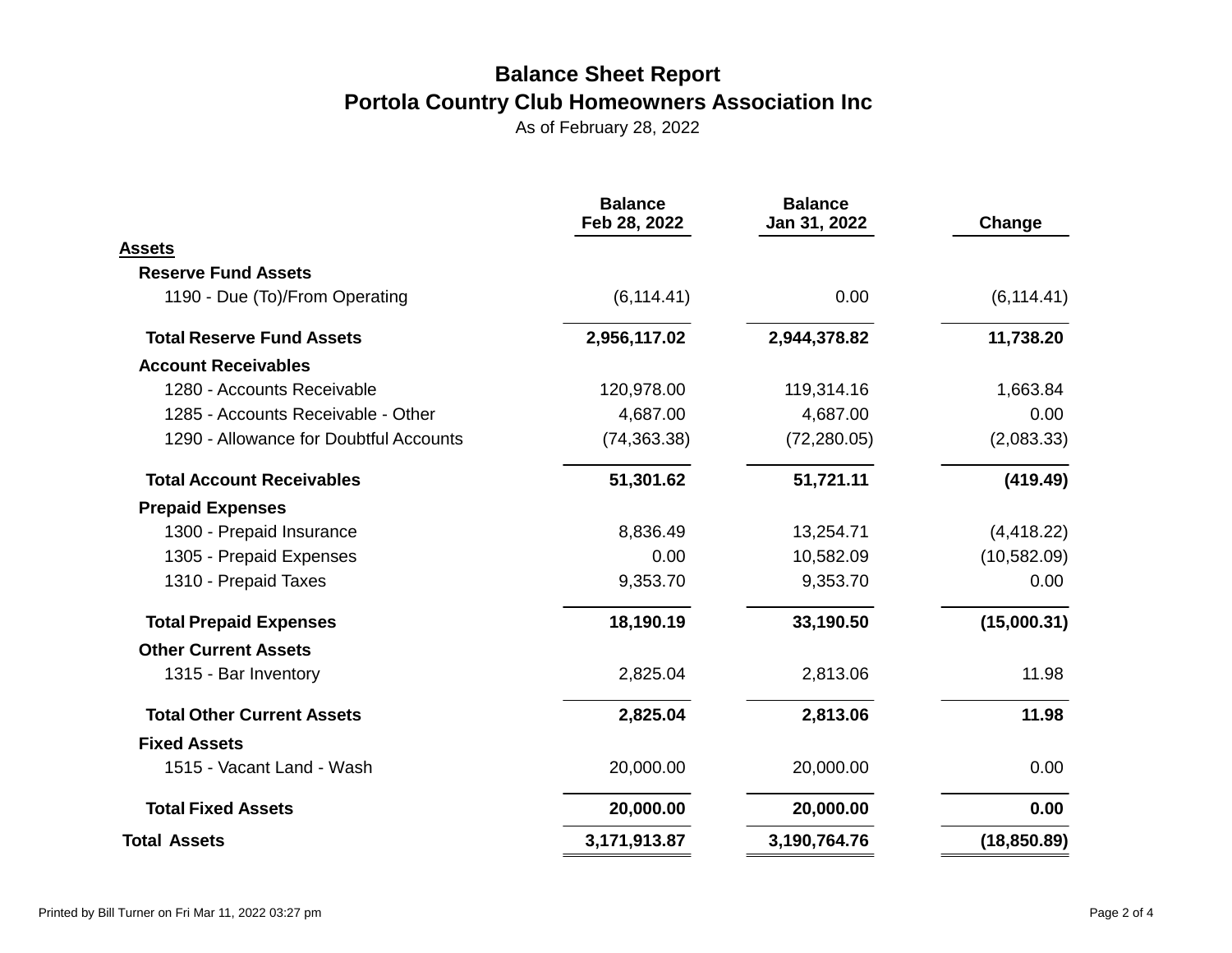# Balance Sheet Report

## Portola Country Club Homeowners Association Inc

As of February 28, 2022

| | Balance Feb 28, 2022 | Balance Jan 31, 2022 | Change |
|---|---|---|---|
| **Assets** | | | |
| **Reserve Fund Assets** | | | |
| 1190 - Due (To)/From Operating | (6,114.41) | 0.00 | (6,114.41) |
| **Total Reserve Fund Assets** | **2,956,117.02** | **2,944,378.82** | **11,738.20** |
| **Account Receivables** | | | |
| 1280 - Accounts Receivable | 120,978.00 | 119,314.16 | 1,663.84 |
| 1285 - Accounts Receivable - Other | 4,687.00 | 4,687.00 | 0.00 |
| 1290 - Allowance for Doubtful Accounts | (74,363.38) | (72,280.05) | (2,083.33) |
| **Total Account Receivables** | **51,301.62** | **51,721.11** | **(419.49)** |
| **Prepaid Expenses** | | | |
| 1300 - Prepaid Insurance | 8,836.49 | 13,254.71 | (4,418.22) |
| 1305 - Prepaid Expenses | 0.00 | 10,582.09 | (10,582.09) |
| 1310 - Prepaid Taxes | 9,353.70 | 9,353.70 | 0.00 |
| **Total Prepaid Expenses** | **18,190.19** | **33,190.50** | **(15,000.31)** |
| **Other Current Assets** | | | |
| 1315 - Bar Inventory | 2,825.04 | 2,813.06 | 11.98 |
| **Total Other Current Assets** | **2,825.04** | **2,813.06** | **11.98** |
| **Fixed Assets** | | | |
| 1515 - Vacant Land - Wash | 20,000.00 | 20,000.00 | 0.00 |
| **Total Fixed Assets** | **20,000.00** | **20,000.00** | **0.00** |
| **Total Assets** | **3,171,913.87** | **3,190,764.76** | **(18,850.89)** |

Printed by Bill Turner on Fri Mar 11, 2022 03:27 pm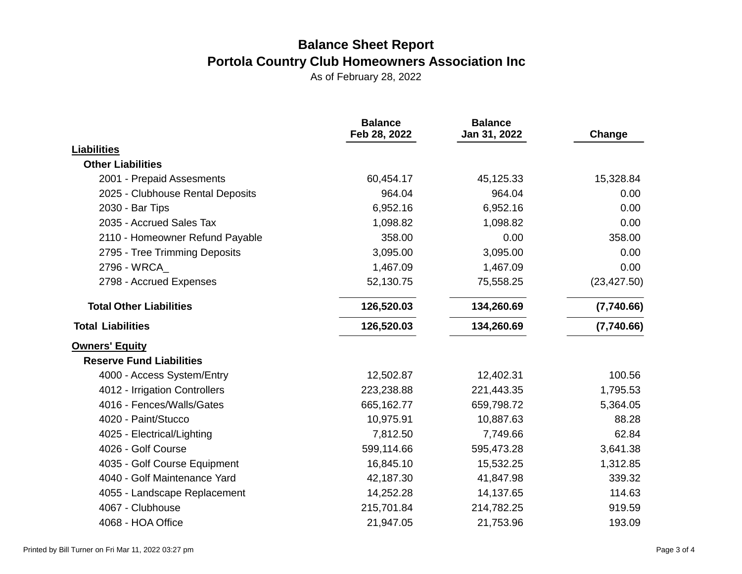# Balance Sheet Report

## Portola Country Club Homeowners Association Inc

As of February 28, 2022

| | Balance Feb 28, 2022 | Balance Jan 31, 2022 | Change |
|---|---|---|---|
| **Liabilities** | | | |
| **Other Liabilities** | | | |
| 2001 - Prepaid Assesments | 60,454.17 | 45,125.33 | 15,328.84 |
| 2025 - Clubhouse Rental Deposits | 964.04 | 964.04 | 0.00 |
| 2030 - Bar Tips | 6,952.16 | 6,952.16 | 0.00 |
| 2035 - Accrued Sales Tax | 1,098.82 | 1,098.82 | 0.00 |
| 2110 - Homeowner Refund Payable | 358.00 | 0.00 | 358.00 |
| 2795 - Tree Trimming Deposits | 3,095.00 | 3,095.00 | 0.00 |
| 2796 - WRCA_ | 1,467.09 | 1,467.09 | 0.00 |
| 2798 - Accrued Expenses | 52,130.75 | 75,558.25 | (23,427.50) |
| **Total Other Liabilities** | **126,520.03** | **134,260.69** | **(7,740.66)** |
| **Total Liabilities** | **126,520.03** | **134,260.69** | **(7,740.66)** |
| **Owners' Equity** | | | |
| **Reserve Fund Liabilities** | | | |
| 4000 - Access System/Entry | 12,502.87 | 12,402.31 | 100.56 |
| 4012 - Irrigation Controllers | 223,238.88 | 221,443.35 | 1,795.53 |
| 4016 - Fences/Walls/Gates | 665,162.77 | 659,798.72 | 5,364.05 |
| 4020 - Paint/Stucco | 10,975.91 | 10,887.63 | 88.28 |
| 4025 - Electrical/Lighting | 7,812.50 | 7,749.66 | 62.84 |
| 4026 - Golf Course | 599,114.66 | 595,473.28 | 3,641.38 |
| 4035 - Golf Course Equipment | 16,845.10 | 15,532.25 | 1,312.85 |
| 4040 - Golf Maintenance Yard | 42,187.30 | 41,847.98 | 339.32 |
| 4055 - Landscape Replacement | 14,252.28 | 14,137.65 | 114.63 |
| 4067 - Clubhouse | 215,701.84 | 214,782.25 | 919.59 |
| 4068 - HOA Office | 21,947.05 | 21,753.96 | 193.09 |

Printed by Bill Turner on Fri Mar 11, 2022 03:27 pm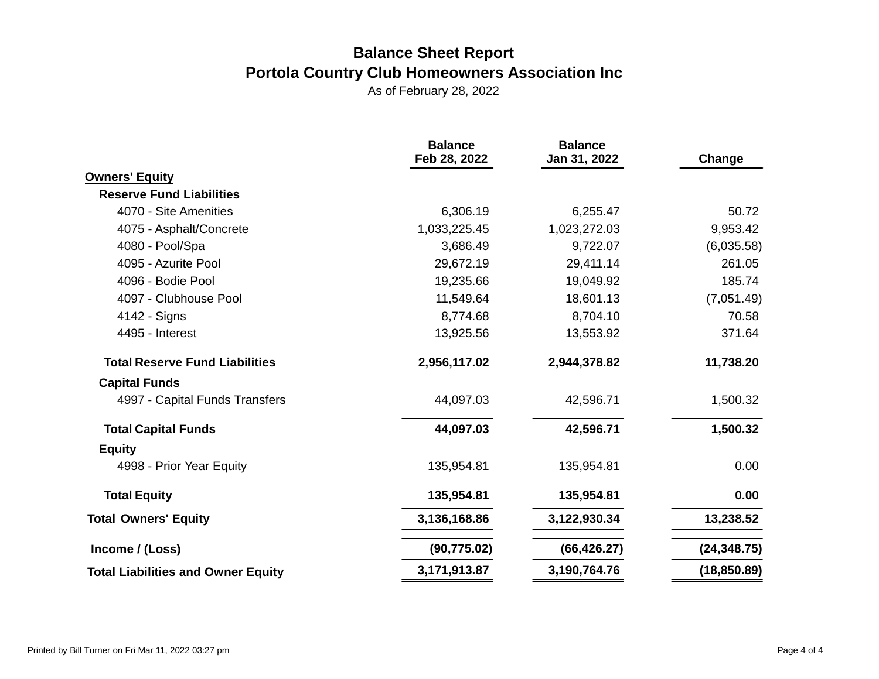# Balance Sheet Report

## Portola Country Club Homeowners Association Inc

As of February 28, 2022

| | Balance Feb 28, 2022 | Balance Jan 31, 2022 | Change |
|---|---|---|---|
| **Owners' Equity** | | | |
| **Reserve Fund Liabilities** | | | |
| 4070 - Site Amenities | 6,306.19 | 6,255.47 | 50.72 |
| 4075 - Asphalt/Concrete | 1,033,225.45 | 1,023,272.03 | 9,953.42 |
| 4080 - Pool/Spa | 3,686.49 | 9,722.07 | (6,035.58) |
| 4095 - Azurite Pool | 29,672.19 | 29,411.14 | 261.05 |
| 4096 - Bodie Pool | 19,235.66 | 19,049.92 | 185.74 |
| 4097 - Clubhouse Pool | 11,549.64 | 18,601.13 | (7,051.49) |
| 4142 - Signs | 8,774.68 | 8,704.10 | 70.58 |
| 4495 - Interest | 13,925.56 | 13,553.92 | 371.64 |
| **Total Reserve Fund Liabilities** | **2,956,117.02** | **2,944,378.82** | **11,738.20** |
| **Capital Funds** | | | |
| 4997 - Capital Funds Transfers | 44,097.03 | 42,596.71 | 1,500.32 |
| **Total Capital Funds** | **44,097.03** | **42,596.71** | **1,500.32** |
| **Equity** | | | |
| 4998 - Prior Year Equity | 135,954.81 | 135,954.81 | 0.00 |
| **Total Equity** | **135,954.81** | **135,954.81** | **0.00** |
| **Total Owners' Equity** | **3,136,168.86** | **3,122,930.34** | **13,238.52** |
| **Income / (Loss)** | **(90,775.02)** | **(66,426.27)** | **(24,348.75)** |
| **Total Liabilities and Owner Equity** | **3,171,913.87** | **3,190,764.76** | **(18,850.89)** |

Printed by Bill Turner on Fri Mar 11, 2022 03:27 pm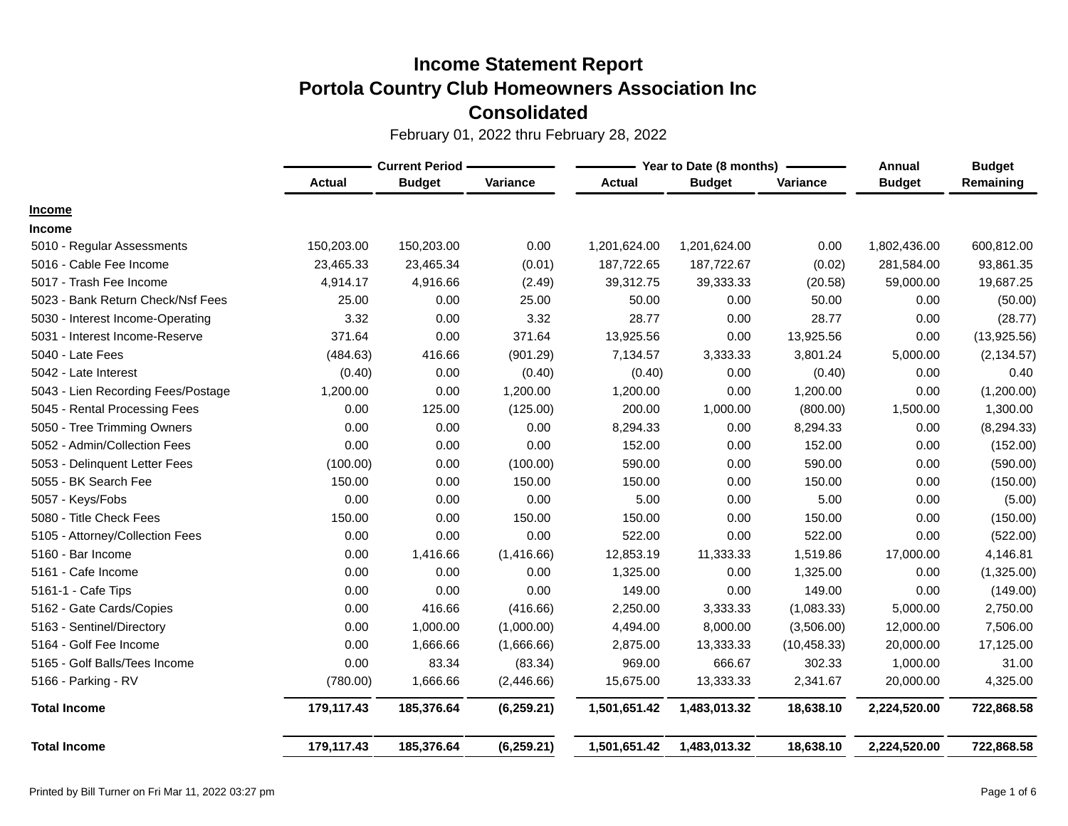# Income Statement Report
# Portola Country Club Homeowners Association Inc
# Consolidated

February 01, 2022 thru February 28, 2022

| | Current Period | | | Year to Date (8 months) | | | Annual | Budget |
|---|---|---|---|---|---|---|---|---|
| | Actual | Budget | Variance | Actual | Budget | Variance | Budget | Remaining |
| **Income** | | | | | | | | |
| **Income** | | | | | | | | |
| 5010 - Regular Assessments | 150,203.00 | 150,203.00 | 0.00 | 1,201,624.00 | 1,201,624.00 | 0.00 | 1,802,436.00 | 600,812.00 |
| 5016 - Cable Fee Income | 23,465.33 | 23,465.34 | (0.01) | 187,722.65 | 187,722.67 | (0.02) | 281,584.00 | 93,861.35 |
| 5017 - Trash Fee Income | 4,914.17 | 4,916.66 | (2.49) | 39,312.75 | 39,333.33 | (20.58) | 59,000.00 | 19,687.25 |
| 5023 - Bank Return Check/Nsf Fees | 25.00 | 0.00 | 25.00 | 50.00 | 0.00 | 50.00 | 0.00 | (50.00) |
| 5030 - Interest Income-Operating | 3.32 | 0.00 | 3.32 | 28.77 | 0.00 | 28.77 | 0.00 | (28.77) |
| 5031 - Interest Income-Reserve | 371.64 | 0.00 | 371.64 | 13,925.56 | 0.00 | 13,925.56 | 0.00 | (13,925.56) |
| 5040 - Late Fees | (484.63) | 416.66 | (901.29) | 7,134.57 | 3,333.33 | 3,801.24 | 5,000.00 | (2,134.57) |
| 5042 - Late Interest | (0.40) | 0.00 | (0.40) | (0.40) | 0.00 | (0.40) | 0.00 | 0.40 |
| 5043 - Lien Recording Fees/Postage | 1,200.00 | 0.00 | 1,200.00 | 1,200.00 | 0.00 | 1,200.00 | 0.00 | (1,200.00) |
| 5045 - Rental Processing Fees | 0.00 | 125.00 | (125.00) | 200.00 | 1,000.00 | (800.00) | 1,500.00 | 1,300.00 |
| 5050 - Tree Trimming Owners | 0.00 | 0.00 | 0.00 | 8,294.33 | 0.00 | 8,294.33 | 0.00 | (8,294.33) |
| 5052 - Admin/Collection Fees | 0.00 | 0.00 | 0.00 | 152.00 | 0.00 | 152.00 | 0.00 | (152.00) |
| 5053 - Delinquent Letter Fees | (100.00) | 0.00 | (100.00) | 590.00 | 0.00 | 590.00 | 0.00 | (590.00) |
| 5055 - BK Search Fee | 150.00 | 0.00 | 150.00 | 150.00 | 0.00 | 150.00 | 0.00 | (150.00) |
| 5057 - Keys/Fobs | 0.00 | 0.00 | 0.00 | 5.00 | 0.00 | 5.00 | 0.00 | (5.00) |
| 5080 - Title Check Fees | 150.00 | 0.00 | 150.00 | 150.00 | 0.00 | 150.00 | 0.00 | (150.00) |
| 5105 - Attorney/Collection Fees | 0.00 | 0.00 | 0.00 | 522.00 | 0.00 | 522.00 | 0.00 | (522.00) |
| 5160 - Bar Income | 0.00 | 1,416.66 | (1,416.66) | 12,853.19 | 11,333.33 | 1,519.86 | 17,000.00 | 4,146.81 |
| 5161 - Cafe Income | 0.00 | 0.00 | 0.00 | 1,325.00 | 0.00 | 1,325.00 | 0.00 | (1,325.00) |
| 5161-1 - Cafe Tips | 0.00 | 0.00 | 0.00 | 149.00 | 0.00 | 149.00 | 0.00 | (149.00) |
| 5162 - Gate Cards/Copies | 0.00 | 416.66 | (416.66) | 2,250.00 | 3,333.33 | (1,083.33) | 5,000.00 | 2,750.00 |
| 5163 - Sentinel/Directory | 0.00 | 1,000.00 | (1,000.00) | 4,494.00 | 8,000.00 | (3,506.00) | 12,000.00 | 7,506.00 |
| 5164 - Golf Fee Income | 0.00 | 1,666.66 | (1,666.66) | 2,875.00 | 13,333.33 | (10,458.33) | 20,000.00 | 17,125.00 |
| 5165 - Golf Balls/Tees Income | 0.00 | 83.34 | (83.34) | 969.00 | 666.67 | 302.33 | 1,000.00 | 31.00 |
| 5166 - Parking - RV | (780.00) | 1,666.66 | (2,446.66) | 15,675.00 | 13,333.33 | 2,341.67 | 20,000.00 | 4,325.00 |
| **Total Income** | **179,117.43** | **185,376.64** | **(6,259.21)** | **1,501,651.42** | **1,483,013.32** | **18,638.10** | **2,224,520.00** | **722,868.58** |
| **Total Income** | **179,117.43** | **185,376.64** | **(6,259.21)** | **1,501,651.42** | **1,483,013.32** | **18,638.10** | **2,224,520.00** | **722,868.58** |

Printed by Bill Turner on Fri Mar 11, 2022 03:27 pm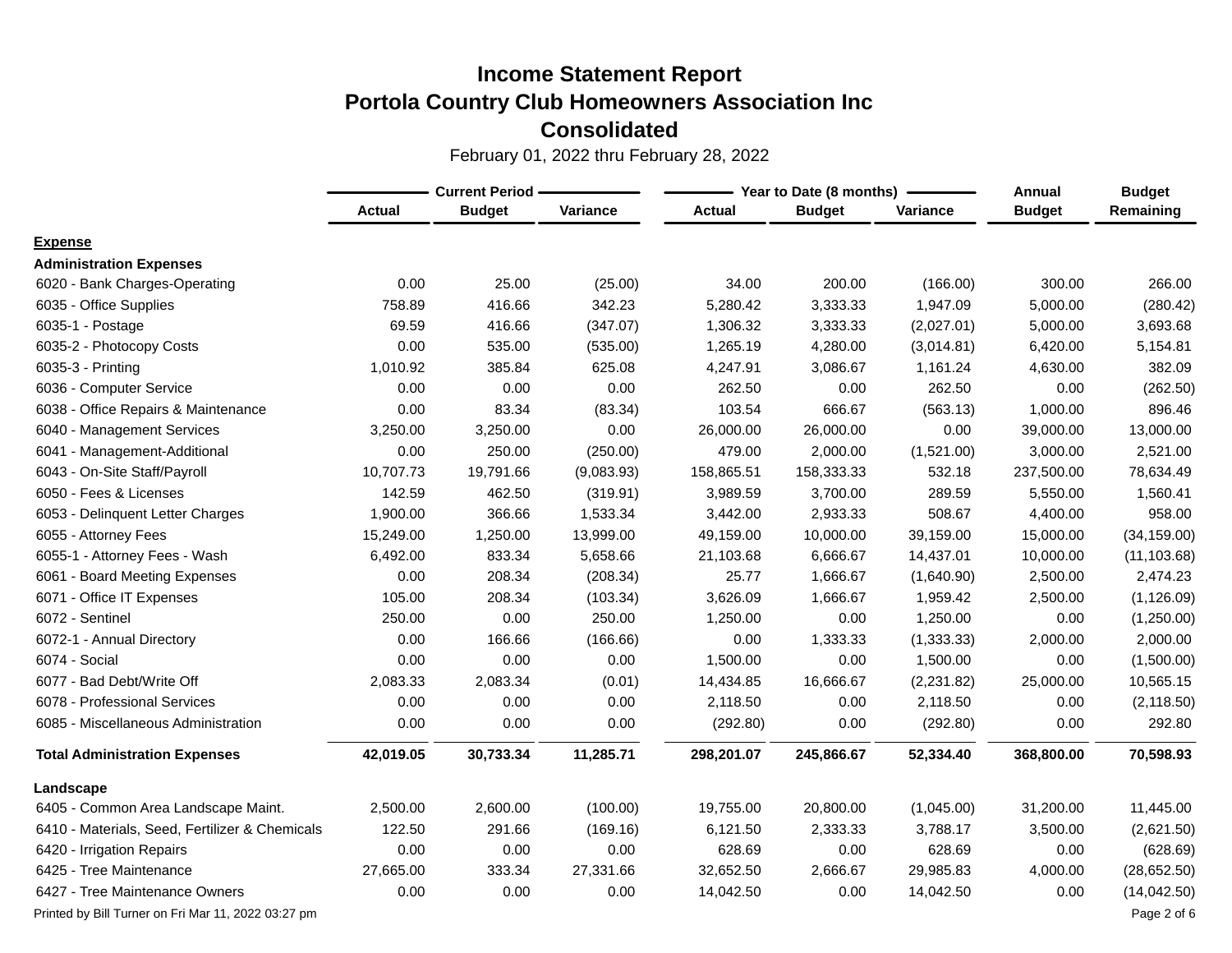# Income Statement Report

## Portola Country Club Homeowners Association Inc

## Consolidated

February 01, 2022 thru February 28, 2022

| | Current Period | | | Year to Date (8 months) | | | Annual | Budget |
|---|---|---|---|---|---|---|---|---|
| | Actual | Budget | Variance | Actual | Budget | Variance | Budget | Remaining |
| **Expense** | | | | | | | | |
| **Administration Expenses** | | | | | | | | |
| 6020 - Bank Charges-Operating | 0.00 | 25.00 | (25.00) | 34.00 | 200.00 | (166.00) | 300.00 | 266.00 |
| 6035 - Office Supplies | 758.89 | 416.66 | 342.23 | 5,280.42 | 3,333.33 | 1,947.09 | 5,000.00 | (280.42) |
| 6035-1 - Postage | 69.59 | 416.66 | (347.07) | 1,306.32 | 3,333.33 | (2,027.01) | 5,000.00 | 3,693.68 |
| 6035-2 - Photocopy Costs | 0.00 | 535.00 | (535.00) | 1,265.19 | 4,280.00 | (3,014.81) | 6,420.00 | 5,154.81 |
| 6035-3 - Printing | 1,010.92 | 385.84 | 625.08 | 4,247.91 | 3,086.67 | 1,161.24 | 4,630.00 | 382.09 |
| 6036 - Computer Service | 0.00 | 0.00 | 0.00 | 262.50 | 0.00 | 262.50 | 0.00 | (262.50) |
| 6038 - Office Repairs & Maintenance | 0.00 | 83.34 | (83.34) | 103.54 | 666.67 | (563.13) | 1,000.00 | 896.46 |
| 6040 - Management Services | 3,250.00 | 3,250.00 | 0.00 | 26,000.00 | 26,000.00 | 0.00 | 39,000.00 | 13,000.00 |
| 6041 - Management-Additional | 0.00 | 250.00 | (250.00) | 479.00 | 2,000.00 | (1,521.00) | 3,000.00 | 2,521.00 |
| 6043 - On-Site Staff/Payroll | 10,707.73 | 19,791.66 | (9,083.93) | 158,865.51 | 158,333.33 | 532.18 | 237,500.00 | 78,634.49 |
| 6050 - Fees & Licenses | 142.59 | 462.50 | (319.91) | 3,989.59 | 3,700.00 | 289.59 | 5,550.00 | 1,560.41 |
| 6053 - Delinquent Letter Charges | 1,900.00 | 366.66 | 1,533.34 | 3,442.00 | 2,933.33 | 508.67 | 4,400.00 | 958.00 |
| 6055 - Attorney Fees | 15,249.00 | 1,250.00 | 13,999.00 | 49,159.00 | 10,000.00 | 39,159.00 | 15,000.00 | (34,159.00) |
| 6055-1 - Attorney Fees - Wash | 6,492.00 | 833.34 | 5,658.66 | 21,103.68 | 6,666.67 | 14,437.01 | 10,000.00 | (11,103.68) |
| 6061 - Board Meeting Expenses | 0.00 | 208.34 | (208.34) | 25.77 | 1,666.67 | (1,640.90) | 2,500.00 | 2,474.23 |
| 6071 - Office IT Expenses | 105.00 | 208.34 | (103.34) | 3,626.09 | 1,666.67 | 1,959.42 | 2,500.00 | (1,126.09) |
| 6072 - Sentinel | 250.00 | 0.00 | 250.00 | 1,250.00 | 0.00 | 1,250.00 | 0.00 | (1,250.00) |
| 6072-1 - Annual Directory | 0.00 | 166.66 | (166.66) | 0.00 | 1,333.33 | (1,333.33) | 2,000.00 | 2,000.00 |
| 6074 - Social | 0.00 | 0.00 | 0.00 | 1,500.00 | 0.00 | 1,500.00 | 0.00 | (1,500.00) |
| 6077 - Bad Debt/Write Off | 2,083.33 | 2,083.34 | (0.01) | 14,434.85 | 16,666.67 | (2,231.82) | 25,000.00 | 10,565.15 |
| 6078 - Professional Services | 0.00 | 0.00 | 0.00 | 2,118.50 | 0.00 | 2,118.50 | 0.00 | (2,118.50) |
| 6085 - Miscellaneous Administration | 0.00 | 0.00 | 0.00 | (292.80) | 0.00 | (292.80) | 0.00 | 292.80 |
| **Total Administration Expenses** | **42,019.05** | **30,733.34** | **11,285.71** | **298,201.07** | **245,866.67** | **52,334.40** | **368,800.00** | **70,598.93** |
| **Landscape** | | | | | | | | |
| 6405 - Common Area Landscape Maint. | 2,500.00 | 2,600.00 | (100.00) | 19,755.00 | 20,800.00 | (1,045.00) | 31,200.00 | 11,445.00 |
| 6410 - Materials, Seed, Fertilizer & Chemicals | 122.50 | 291.66 | (169.16) | 6,121.50 | 2,333.33 | 3,788.17 | 3,500.00 | (2,621.50) |
| 6420 - Irrigation Repairs | 0.00 | 0.00 | 0.00 | 628.69 | 0.00 | 628.69 | 0.00 | (628.69) |
| 6425 - Tree Maintenance | 27,665.00 | 333.34 | 27,331.66 | 32,652.50 | 2,666.67 | 29,985.83 | 4,000.00 | (28,652.50) |
| 6427 - Tree Maintenance Owners | 0.00 | 0.00 | 0.00 | 14,042.50 | 0.00 | 14,042.50 | 0.00 | (14,042.50) |

Printed by Bill Turner on Fri Mar 11, 2022 03:27 pm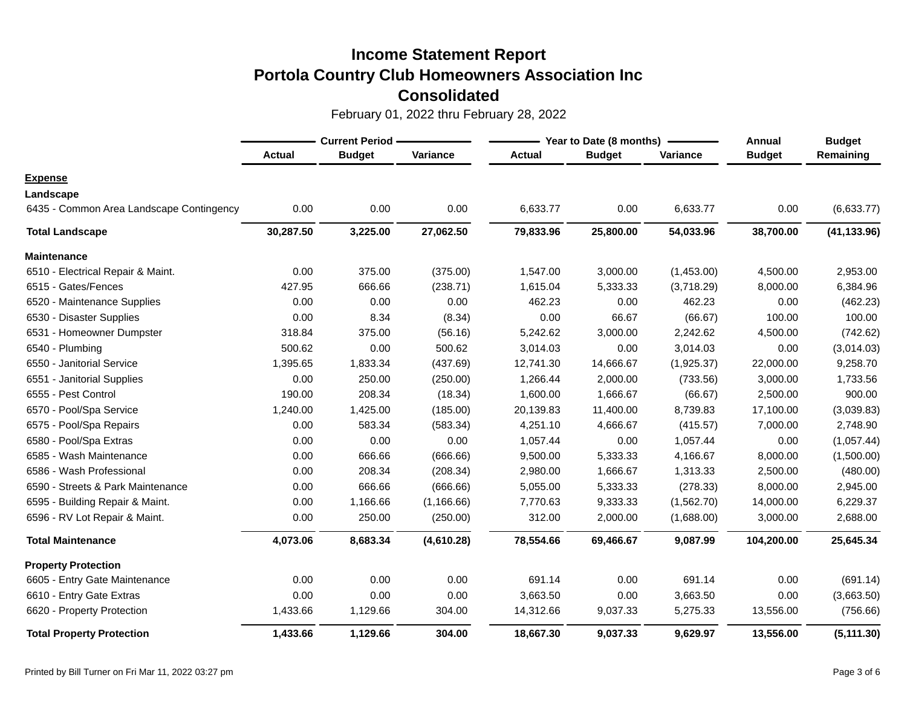# Income Statement Report
# Portola Country Club Homeowners Association Inc
# Consolidated

February 01, 2022 thru February 28, 2022

| | Current Period | | | Year to Date (8 months) | | | Annual | Budget |
|---|---|---|---|---|---|---|---|---|
| | Actual | Budget | Variance | Actual | Budget | Variance | Budget | Remaining |
| **Expense** | | | | | | | | |
| **Landscape** | | | | | | | | |
| 6435 - Common Area Landscape Contingency | 0.00 | 0.00 | 0.00 | 6,633.77 | 0.00 | 6,633.77 | 0.00 | (6,633.77) |
| **Total Landscape** | **30,287.50** | **3,225.00** | **27,062.50** | **79,833.96** | **25,800.00** | **54,033.96** | **38,700.00** | **(41,133.96)** |
| **Maintenance** | | | | | | | | |
| 6510 - Electrical Repair & Maint. | 0.00 | 375.00 | (375.00) | 1,547.00 | 3,000.00 | (1,453.00) | 4,500.00 | 2,953.00 |
| 6515 - Gates/Fences | 427.95 | 666.66 | (238.71) | 1,615.04 | 5,333.33 | (3,718.29) | 8,000.00 | 6,384.96 |
| 6520 - Maintenance Supplies | 0.00 | 0.00 | 0.00 | 462.23 | 0.00 | 462.23 | 0.00 | (462.23) |
| 6530 - Disaster Supplies | 0.00 | 8.34 | (8.34) | 0.00 | 66.67 | (66.67) | 100.00 | 100.00 |
| 6531 - Homeowner Dumpster | 318.84 | 375.00 | (56.16) | 5,242.62 | 3,000.00 | 2,242.62 | 4,500.00 | (742.62) |
| 6540 - Plumbing | 500.62 | 0.00 | 500.62 | 3,014.03 | 0.00 | 3,014.03 | 0.00 | (3,014.03) |
| 6550 - Janitorial Service | 1,395.65 | 1,833.34 | (437.69) | 12,741.30 | 14,666.67 | (1,925.37) | 22,000.00 | 9,258.70 |
| 6551 - Janitorial Supplies | 0.00 | 250.00 | (250.00) | 1,266.44 | 2,000.00 | (733.56) | 3,000.00 | 1,733.56 |
| 6555 - Pest Control | 190.00 | 208.34 | (18.34) | 1,600.00 | 1,666.67 | (66.67) | 2,500.00 | 900.00 |
| 6570 - Pool/Spa Service | 1,240.00 | 1,425.00 | (185.00) | 20,139.83 | 11,400.00 | 8,739.83 | 17,100.00 | (3,039.83) |
| 6575 - Pool/Spa Repairs | 0.00 | 583.34 | (583.34) | 4,251.10 | 4,666.67 | (415.57) | 7,000.00 | 2,748.90 |
| 6580 - Pool/Spa Extras | 0.00 | 0.00 | 0.00 | 1,057.44 | 0.00 | 1,057.44 | 0.00 | (1,057.44) |
| 6585 - Wash Maintenance | 0.00 | 666.66 | (666.66) | 9,500.00 | 5,333.33 | 4,166.67 | 8,000.00 | (1,500.00) |
| 6586 - Wash Professional | 0.00 | 208.34 | (208.34) | 2,980.00 | 1,666.67 | 1,313.33 | 2,500.00 | (480.00) |
| 6590 - Streets & Park Maintenance | 0.00 | 666.66 | (666.66) | 5,055.00 | 5,333.33 | (278.33) | 8,000.00 | 2,945.00 |
| 6595 - Building Repair & Maint. | 0.00 | 1,166.66 | (1,166.66) | 7,770.63 | 9,333.33 | (1,562.70) | 14,000.00 | 6,229.37 |
| 6596 - RV Lot Repair & Maint. | 0.00 | 250.00 | (250.00) | 312.00 | 2,000.00 | (1,688.00) | 3,000.00 | 2,688.00 |
| **Total Maintenance** | **4,073.06** | **8,683.34** | **(4,610.28)** | **78,554.66** | **69,466.67** | **9,087.99** | **104,200.00** | **25,645.34** |
| **Property Protection** | | | | | | | | |
| 6605 - Entry Gate Maintenance | 0.00 | 0.00 | 0.00 | 691.14 | 0.00 | 691.14 | 0.00 | (691.14) |
| 6610 - Entry Gate Extras | 0.00 | 0.00 | 0.00 | 3,663.50 | 0.00 | 3,663.50 | 0.00 | (3,663.50) |
| 6620 - Property Protection | 1,433.66 | 1,129.66 | 304.00 | 14,312.66 | 9,037.33 | 5,275.33 | 13,556.00 | (756.66) |
| **Total Property Protection** | **1,433.66** | **1,129.66** | **304.00** | **18,667.30** | **9,037.33** | **9,629.97** | **13,556.00** | **(5,111.30)** |

Printed by Bill Turner on Fri Mar 11, 2022 03:27 pm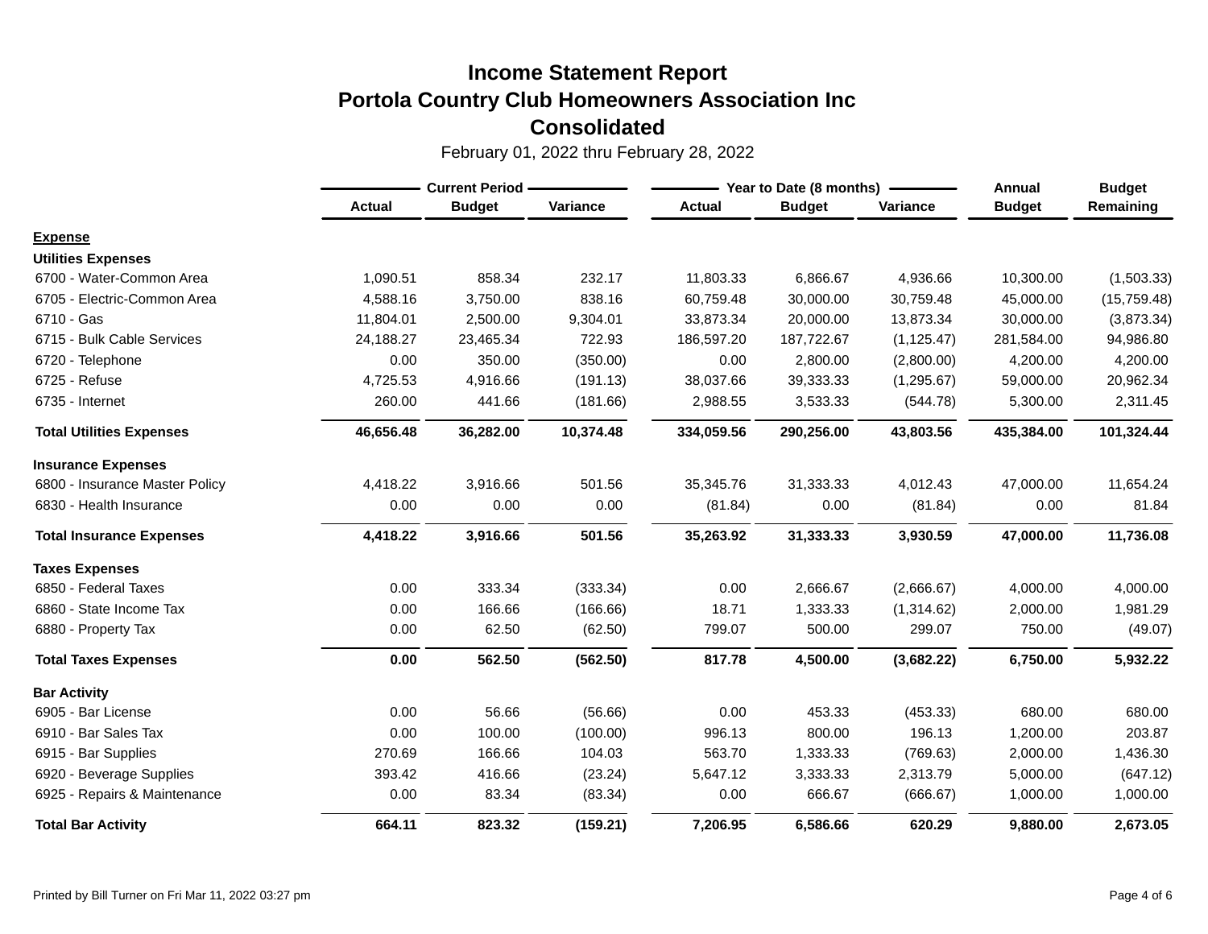# Income Statement Report
# Portola Country Club Homeowners Association Inc
# Consolidated

February 01, 2022 thru February 28, 2022

| | Current Period | | | Year to Date (8 months) | | | Annual | Budget |
|---|---|---|---|---|---|---|---|---|
| | Actual | Budget | Variance | Actual | Budget | Variance | Budget | Remaining |
| **Expense** | | | | | | | | |
| **Utilities Expenses** | | | | | | | | |
| 6700 - Water-Common Area | 1,090.51 | 858.34 | 232.17 | 11,803.33 | 6,866.67 | 4,936.66 | 10,300.00 | (1,503.33) |
| 6705 - Electric-Common Area | 4,588.16 | 3,750.00 | 838.16 | 60,759.48 | 30,000.00 | 30,759.48 | 45,000.00 | (15,759.48) |
| 6710 - Gas | 11,804.01 | 2,500.00 | 9,304.01 | 33,873.34 | 20,000.00 | 13,873.34 | 30,000.00 | (3,873.34) |
| 6715 - Bulk Cable Services | 24,188.27 | 23,465.34 | 722.93 | 186,597.20 | 187,722.67 | (1,125.47) | 281,584.00 | 94,986.80 |
| 6720 - Telephone | 0.00 | 350.00 | (350.00) | 0.00 | 2,800.00 | (2,800.00) | 4,200.00 | 4,200.00 |
| 6725 - Refuse | 4,725.53 | 4,916.66 | (191.13) | 38,037.66 | 39,333.33 | (1,295.67) | 59,000.00 | 20,962.34 |
| 6735 - Internet | 260.00 | 441.66 | (181.66) | 2,988.55 | 3,533.33 | (544.78) | 5,300.00 | 2,311.45 |
| **Total Utilities Expenses** | **46,656.48** | **36,282.00** | **10,374.48** | **334,059.56** | **290,256.00** | **43,803.56** | **435,384.00** | **101,324.44** |
| **Insurance Expenses** | | | | | | | | |
| 6800 - Insurance Master Policy | 4,418.22 | 3,916.66 | 501.56 | 35,345.76 | 31,333.33 | 4,012.43 | 47,000.00 | 11,654.24 |
| 6830 - Health Insurance | 0.00 | 0.00 | 0.00 | (81.84) | 0.00 | (81.84) | 0.00 | 81.84 |
| **Total Insurance Expenses** | **4,418.22** | **3,916.66** | **501.56** | **35,263.92** | **31,333.33** | **3,930.59** | **47,000.00** | **11,736.08** |
| **Taxes Expenses** | | | | | | | | |
| 6850 - Federal Taxes | 0.00 | 333.34 | (333.34) | 0.00 | 2,666.67 | (2,666.67) | 4,000.00 | 4,000.00 |
| 6860 - State Income Tax | 0.00 | 166.66 | (166.66) | 18.71 | 1,333.33 | (1,314.62) | 2,000.00 | 1,981.29 |
| 6880 - Property Tax | 0.00 | 62.50 | (62.50) | 799.07 | 500.00 | 299.07 | 750.00 | (49.07) |
| **Total Taxes Expenses** | **0.00** | **562.50** | **(562.50)** | **817.78** | **4,500.00** | **(3,682.22)** | **6,750.00** | **5,932.22** |
| **Bar Activity** | | | | | | | | |
| 6905 - Bar License | 0.00 | 56.66 | (56.66) | 0.00 | 453.33 | (453.33) | 680.00 | 680.00 |
| 6910 - Bar Sales Tax | 0.00 | 100.00 | (100.00) | 996.13 | 800.00 | 196.13 | 1,200.00 | 203.87 |
| 6915 - Bar Supplies | 270.69 | 166.66 | 104.03 | 563.70 | 1,333.33 | (769.63) | 2,000.00 | 1,436.30 |
| 6920 - Beverage Supplies | 393.42 | 416.66 | (23.24) | 5,647.12 | 3,333.33 | 2,313.79 | 5,000.00 | (647.12) |
| 6925 - Repairs & Maintenance | 0.00 | 83.34 | (83.34) | 0.00 | 666.67 | (666.67) | 1,000.00 | 1,000.00 |
| **Total Bar Activity** | **664.11** | **823.32** | **(159.21)** | **7,206.95** | **6,586.66** | **620.29** | **9,880.00** | **2,673.05** |

Printed by Bill Turner on Fri Mar 11, 2022 03:27 pm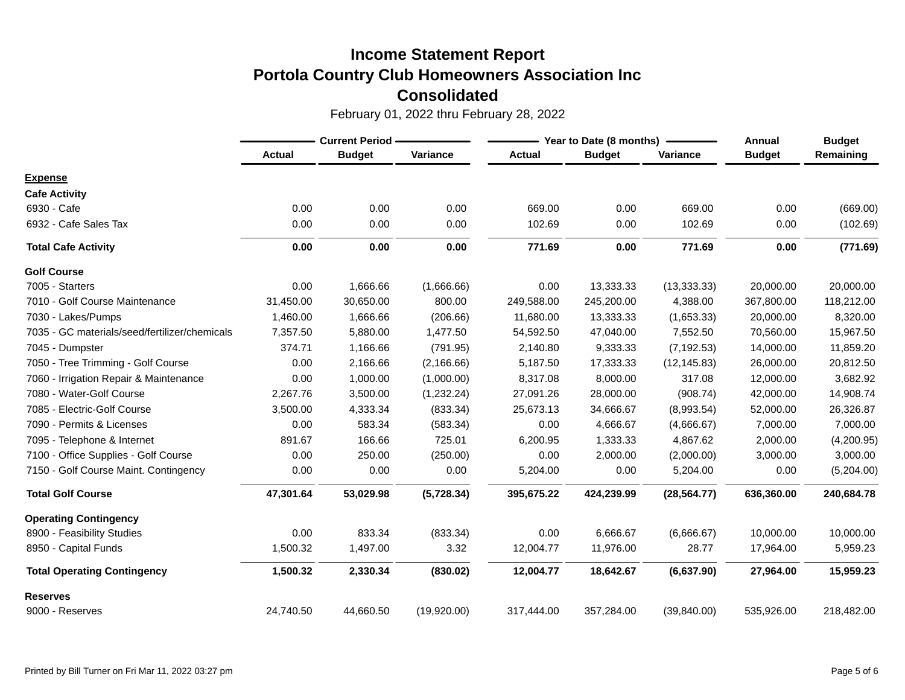# Income Statement Report
## Portola Country Club Homeowners Association Inc
## Consolidated

February 01, 2022 thru February 28, 2022

| | Current Period | | | Year to Date (8 months) | | | Annual | Budget |
|---|---|---|---|---|---|---|---|---|
| | Actual | Budget | Variance | Actual | Budget | Variance | Budget | Remaining |
| **Expense** | | | | | | | | |
| **Cafe Activity** | | | | | | | | |
| 6930 - Cafe | 0.00 | 0.00 | 0.00 | 669.00 | 0.00 | 669.00 | 0.00 | (669.00) |
| 6932 - Cafe Sales Tax | 0.00 | 0.00 | 0.00 | 102.69 | 0.00 | 102.69 | 0.00 | (102.69) |
| **Total Cafe Activity** | **0.00** | **0.00** | **0.00** | **771.69** | **0.00** | **771.69** | **0.00** | **(771.69)** |
| **Golf Course** | | | | | | | | |
| 7005 - Starters | 0.00 | 1,666.66 | (1,666.66) | 0.00 | 13,333.33 | (13,333.33) | 20,000.00 | 20,000.00 |
| 7010 - Golf Course Maintenance | 31,450.00 | 30,650.00 | 800.00 | 249,588.00 | 245,200.00 | 4,388.00 | 367,800.00 | 118,212.00 |
| 7030 - Lakes/Pumps | 1,460.00 | 1,666.66 | (206.66) | 11,680.00 | 13,333.33 | (1,653.33) | 20,000.00 | 8,320.00 |
| 7035 - GC materials/seed/fertilizer/chemicals | 7,357.50 | 5,880.00 | 1,477.50 | 54,592.50 | 47,040.00 | 7,552.50 | 70,560.00 | 15,967.50 |
| 7045 - Dumpster | 374.71 | 1,166.66 | (791.95) | 2,140.80 | 9,333.33 | (7,192.53) | 14,000.00 | 11,859.20 |
| 7050 - Tree Trimming - Golf Course | 0.00 | 2,166.66 | (2,166.66) | 5,187.50 | 17,333.33 | (12,145.83) | 26,000.00 | 20,812.50 |
| 7060 - Irrigation Repair & Maintenance | 0.00 | 1,000.00 | (1,000.00) | 8,317.08 | 8,000.00 | 317.08 | 12,000.00 | 3,682.92 |
| 7080 - Water-Golf Course | 2,267.76 | 3,500.00 | (1,232.24) | 27,091.26 | 28,000.00 | (908.74) | 42,000.00 | 14,908.74 |
| 7085 - Electric-Golf Course | 3,500.00 | 4,333.34 | (833.34) | 25,673.13 | 34,666.67 | (8,993.54) | 52,000.00 | 26,326.87 |
| 7090 - Permits & Licenses | 0.00 | 583.34 | (583.34) | 0.00 | 4,666.67 | (4,666.67) | 7,000.00 | 7,000.00 |
| 7095 - Telephone & Internet | 891.67 | 166.66 | 725.01 | 6,200.95 | 1,333.33 | 4,867.62 | 2,000.00 | (4,200.95) |
| 7100 - Office Supplies - Golf Course | 0.00 | 250.00 | (250.00) | 0.00 | 2,000.00 | (2,000.00) | 3,000.00 | 3,000.00 |
| 7150 - Golf Course Maint. Contingency | 0.00 | 0.00 | 0.00 | 5,204.00 | 0.00 | 5,204.00 | 0.00 | (5,204.00) |
| **Total Golf Course** | **47,301.64** | **53,029.98** | **(5,728.34)** | **395,675.22** | **424,239.99** | **(28,564.77)** | **636,360.00** | **240,684.78** |
| **Operating Contingency** | | | | | | | | |
| 8900 - Feasibility Studies | 0.00 | 833.34 | (833.34) | 0.00 | 6,666.67 | (6,666.67) | 10,000.00 | 10,000.00 |
| 8950 - Capital Funds | 1,500.32 | 1,497.00 | 3.32 | 12,004.77 | 11,976.00 | 28.77 | 17,964.00 | 5,959.23 |
| **Total Operating Contingency** | **1,500.32** | **2,330.34** | **(830.02)** | **12,004.77** | **18,642.67** | **(6,637.90)** | **27,964.00** | **15,959.23** |
| **Reserves** | | | | | | | | |
| 9000 - Reserves | 24,740.50 | 44,660.50 | (19,920.00) | 317,444.00 | 357,284.00 | (39,840.00) | 535,926.00 | 218,482.00 |

Printed by Bill Turner on Fri Mar 11, 2022 03:27 pm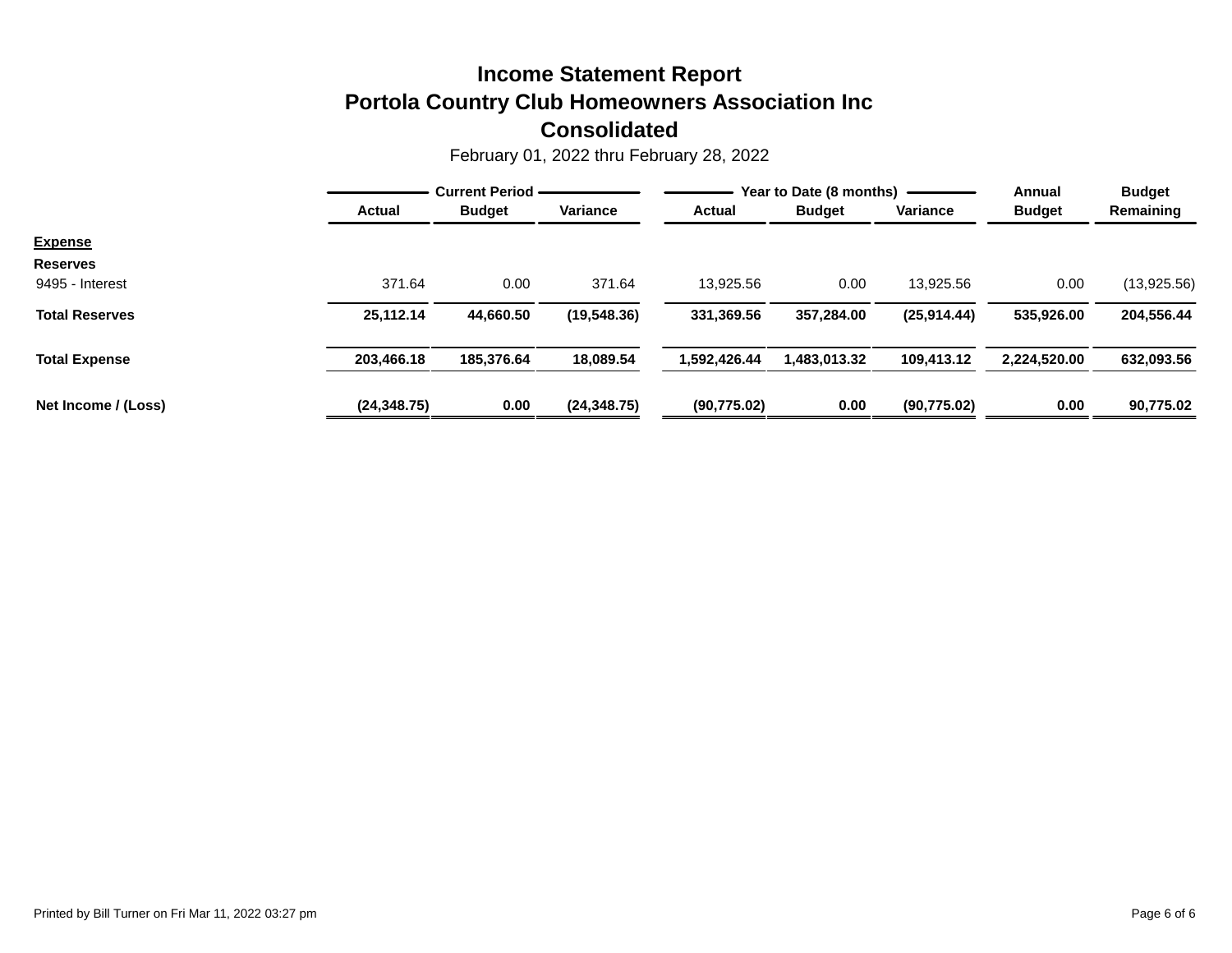# Income Statement Report
## Portola Country Club Homeowners Association Inc
## Consolidated

February 01, 2022 thru February 28, 2022

| | Current Period | | | Year to Date (8 months) | | | Annual | Budget |
|---|---|---|---|---|---|---|---|---|
| | Actual | Budget | Variance | Actual | Budget | Variance | Budget | Remaining |
| **Expense** | | | | | | | | |
| **Reserves** | | | | | | | | |
| 9495 - Interest | 371.64 | 0.00 | 371.64 | 13,925.56 | 0.00 | 13,925.56 | 0.00 | (13,925.56) |
| **Total Reserves** | **25,112.14** | **44,660.50** | **(19,548.36)** | **331,369.56** | **357,284.00** | **(25,914.44)** | **535,926.00** | **204,556.44** |
| **Total Expense** | **203,466.18** | **185,376.64** | **18,089.54** | **1,592,426.44** | **1,483,013.32** | **109,413.12** | **2,224,520.00** | **632,093.56** |
| **Net Income / (Loss)** | **(24,348.75)** | **0.00** | **(24,348.75)** | **(90,775.02)** | **0.00** | **(90,775.02)** | **0.00** | **90,775.02** |

Printed by Bill Turner on Fri Mar 11, 2022 03:27 pm